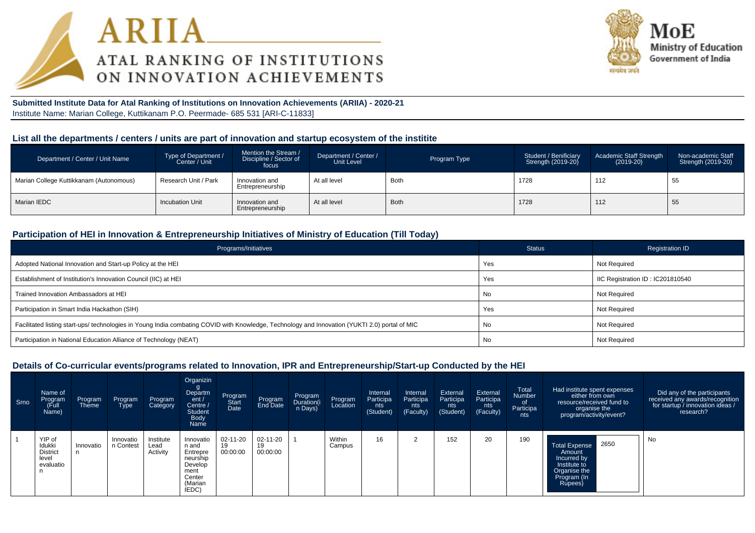# ARIIA

## ATAL RANKING OF INSTITUTIONS ON INNOVATION ACHIEVEMENTS

MoE
Ministry of Education
Government of India

**Submitted Institute Data for Atal Ranking of Institutions on Innovation Achievements (ARIIA) - 2020-21**
Institute Name: Marian College, Kuttikanam P.O. Peermade- 685 531 [ARI-C-11833]

### List all the departments / centers / units are part of innovation and startup ecosystem of the institite

| Department / Center / Unit Name | Type of Department / Center / Unit | Mention the Stream / Discipline / Sector of focus | Department / Center / Unit Level | Program Type | Student / Benificiary Strength (2019-20) | Academic Staff Strength (2019-20) | Non-academic Staff Strength (2019-20) |
|---|---|---|---|---|---|---|---|
| Marian College Kuttikkanam (Autonomous) | Research Unit / Park | Innovation and Entrepreneurship | At all level | Both | 1728 | 112 | 55 |
| Marian IEDC | Incubation Unit | Innovation and Entrepreneurship | At all level | Both | 1728 | 112 | 55 |

### Participation of HEI in Innovation & Entrepreneurship Initiatives of Ministry of Education (Till Today)

| Programs/Initiatives | Status | Registration ID |
|---|---|---|
| Adopted National Innovation and Start-up Policy at the HEI | Yes | Not Required |
| Establishment of Institution's Innovation Council (IIC) at HEI | Yes | IIC Registration ID : IC201810540 |
| Trained Innovation Ambassadors at HEI | No | Not Required |
| Participation in Smart India Hackathon (SIH) | Yes | Not Required |
| Facilitated listing start-ups/ technologies in Young India combating COVID with Knowledge, Technology and Innovation (YUKTI 2.0) portal of MIC | No | Not Required |
| Participation in National Education Alliance of Technology (NEAT) | No | Not Required |

### Details of Co-curricular events/programs related to Innovation, IPR and Entrepreneurship/Start-up Conducted by the HEI

| Srno | Name of Program (Full Name) | Program Theme | Program Type | Program Category | Organizing Department / Centre / Student Body Name | Program Start Date | Program End Date | Program Duration(in Days) | Program Location | Internal Participants (Student) | Internal Participants (Faculty) | External Participants (Student) | External Participants (Faculty) | Total Number of Participants | Had institute spent expenses either from own resource/received fund to organise the program/activity/event? | Did any of the participants received any awards/recognition for startup / innovation ideas / research? |
|---|---|---|---|---|---|---|---|---|---|---|---|---|---|---|---|---|
| 1 | YIP of Idukki District level evaluation | Innovation | Innovation Contest | Institute Lead Activity | Innovation and Entrepreneurship Development Center (Marian IEDC) | 02-11-2019 00:00:00 | 02-11-2019 00:00:00 | 1 | Within Campus | 16 | 2 | 152 | 20 | 190 | Total Expense Amount Incurred by Institute to Organise the Program (In Rupees): 2650 | No |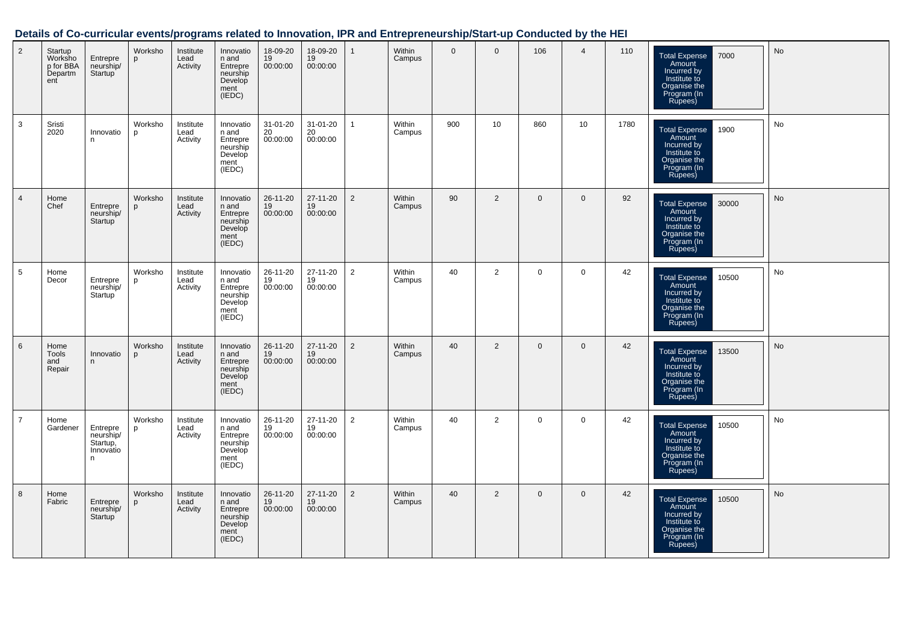## Details of Co-curricular events/programs related to Innovation, IPR and Entrepreneurship/Start-up Conducted by the HEI

| | | | | | | | | | | | | | | | | |
|---|---|---|---|---|---|---|---|---|---|---|---|---|---|---|---|---|
| 2 | Startup Workshop for BBA Department | Entrepreneurship/ Startup | Workshop | Institute Lead Activity | Innovation and Entrepreneurship Development (IEDC) | 18-09-2019 00:00:00 | 18-09-2019 00:00:00 | 1 | Within Campus | 0 | 0 | 106 | 4 | 110 | Total Expense Amount Incurred by Institute to Organise the Program (In Rupees): 7000 | No |
| 3 | Sristi 2020 | Innovation | Workshop | Institute Lead Activity | Innovation and Entrepreneurship Development (IEDC) | 31-01-2020 00:00:00 | 31-01-2020 00:00:00 | 1 | Within Campus | 900 | 10 | 860 | 10 | 1780 | Total Expense Amount Incurred by Institute to Organise the Program (In Rupees): 1900 | No |
| 4 | Home Chef | Entrepreneurship/ Startup | Workshop | Institute Lead Activity | Innovation and Entrepreneurship Development (IEDC) | 26-11-2019 00:00:00 | 27-11-2019 00:00:00 | 2 | Within Campus | 90 | 2 | 0 | 0 | 92 | Total Expense Amount Incurred by Institute to Organise the Program (In Rupees): 30000 | No |
| 5 | Home Decor | Entrepreneurship/ Startup | Workshop | Institute Lead Activity | Innovation and Entrepreneurship Development (IEDC) | 26-11-2019 00:00:00 | 27-11-2019 00:00:00 | 2 | Within Campus | 40 | 2 | 0 | 0 | 42 | Total Expense Amount Incurred by Institute to Organise the Program (In Rupees): 10500 | No |
| 6 | Home Tools and Repair | Innovation | Workshop | Institute Lead Activity | Innovation and Entrepreneurship Development (IEDC) | 26-11-2019 00:00:00 | 27-11-2019 00:00:00 | 2 | Within Campus | 40 | 2 | 0 | 0 | 42 | Total Expense Amount Incurred by Institute to Organise the Program (In Rupees): 13500 | No |
| 7 | Home Gardener | Entrepreneurship/ Startup, Innovation | Workshop | Institute Lead Activity | Innovation and Entrepreneurship Development (IEDC) | 26-11-2019 00:00:00 | 27-11-2019 00:00:00 | 2 | Within Campus | 40 | 2 | 0 | 0 | 42 | Total Expense Amount Incurred by Institute to Organise the Program (In Rupees): 10500 | No |
| 8 | Home Fabric | Entrepreneurship/ Startup | Workshop | Institute Lead Activity | Innovation and Entrepreneurship Development (IEDC) | 26-11-2019 00:00:00 | 27-11-2019 00:00:00 | 2 | Within Campus | 40 | 2 | 0 | 0 | 42 | Total Expense Amount Incurred by Institute to Organise the Program (In Rupees): 10500 | No |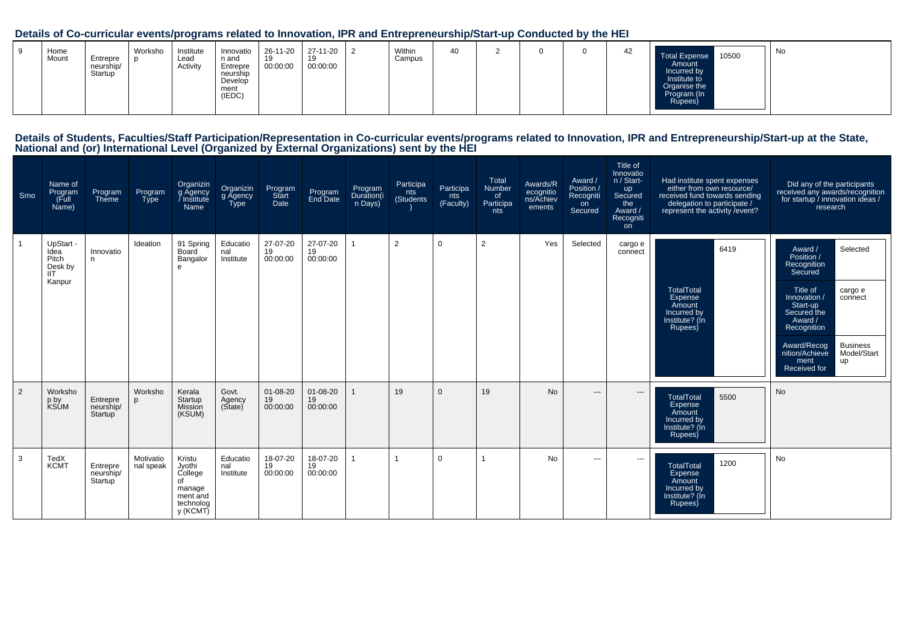## Details of Co-curricular events/programs related to Innovation, IPR and Entrepreneurship/Start-up Conducted by the HEI

| | | | | | | | | | | | | | | | | |
|---|---|---|---|---|---|---|---|---|---|---|---|---|---|---|---|---|
| 9 | Home Mount | Entrepreneurship/ Startup | Workshop | Institute Lead Activity | Innovation and Entrepreneurship Development (IEDC) | 26-11-2019 00:00:00 | 27-11-2019 00:00:00 | 2 | Within Campus | 40 | 2 | 0 | 0 | 42 | Total Expense Amount Incurred by Institute to Organise the Program (In Rupees): 10500 | No |

## Details of Students, Faculties/Staff Participation/Representation in Co-curricular events/programs related to Innovation, IPR and Entrepreneurship/Start-up at the State, National and (or) International Level (Organized by External Organizations) sent by the HEI

| Srno | Name of Program (Full Name) | Program Theme | Program Type | Organizing Agency / Institute Name | Organizing Agency Type | Program Start Date | Program End Date | Program Duration(in Days) | Participants (Students) | Participants (Faculty) | Total Number of Participants | Awards/Recognitions/Achievements | Award / Position / Recognition Secured | Title of Innovation / Start-up Secured the Award / Recognition | Had institute spent expenses either from own resource/ received fund towards sending delegation to participate / represent the activity /event? | Did any of the participants received any awards/recognition for startup / innovation ideas / research |
|---|---|---|---|---|---|---|---|---|---|---|---|---|---|---|---|---|
| 1 | UpStart - Idea Pitch Desk by IIT Kanpur | Innovation | Ideation | 91 Spring Board Bangalore | Educational Institute | 27-07-2019 00:00:00 | 27-07-2019 00:00:00 | 1 | 2 | 0 | 2 | Yes | Selected | cargo e connect | TotalTotal Expense Amount Incurred by Institute? (In Rupees): 6419 | Award / Position / Recognition Secured: Selected; Title of Innovation / Start-up Secured the Award / Recognition: cargo e connect; Award/Recognition/Achievement Received for: Business Model/Startup |
| 2 | Workshop by KSUM | Entrepreneurship/ Startup | Workshop | Kerala Startup Mission (KSUM) | Govt. Agency (State) | 01-08-2019 00:00:00 | 01-08-2019 00:00:00 | 1 | 19 | 0 | 19 | No | --- | --- | TotalTotal Expense Amount Incurred by Institute? (In Rupees): 5500 | No |
| 3 | TedX KCMT | Entrepreneurship/ Startup | Motivational speak | Kristu Jyothi College of management and technology (KCMT) | Educational Institute | 18-07-2019 00:00:00 | 18-07-2019 00:00:00 | 1 | 1 | 0 | 1 | No | --- | --- | TotalTotal Expense Amount Incurred by Institute? (In Rupees): 1200 | No |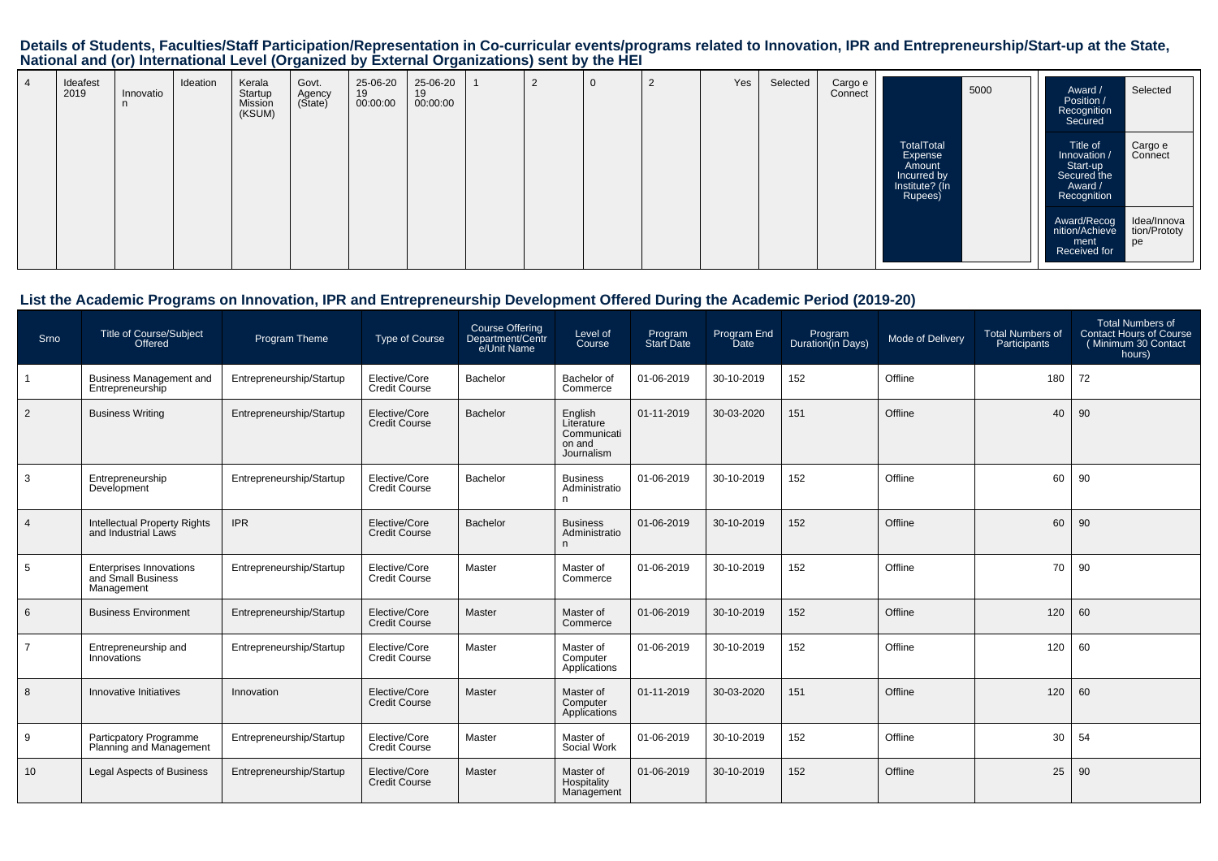## Details of Students, Faculties/Staff Participation/Representation in Co-curricular events/programs related to Innovation, IPR and Entrepreneurship/Start-up at the State, National and (or) International Level (Organized by External Organizations) sent by the HEI

| 4 | Ideafest 2019 | Innovation | Ideation | Kerala Startup Mission (KSUM) | Govt. Agency (State) | 25-06-2019 00:00:00 | 25-06-2019 00:00:00 | 1 | 2 | 0 | 2 | Yes | Selected | Cargo e Connect | TotalTotal Expense Amount Incurred by Institute? (In Rupees) | 5000 | Award / Position / Recognition Secured | Selected |
|---|---|---|---|---|---|---|---|---|---|---|---|---|---|---|---|---|---|---|
| | | | | | | | | | | | | | | | | | Title of Innovation / Start-up Secured the Award / Recognition | Cargo e Connect |
| | | | | | | | | | | | | | | | | | Award/Recognition/Achievement Received for | Idea/Innovation/Prototype |

## List the Academic Programs on Innovation, IPR and Entrepreneurship Development Offered During the Academic Period (2019-20)

| Srno | Title of Course/Subject Offered | Program Theme | Type of Course | Course Offering Department/Centre/Unit Name | Level of Course | Program Start Date | Program End Date | Program Duration(in Days) | Mode of Delivery | Total Numbers of Participants | Total Numbers of Contact Hours of Course ( Minimum 30 Contact hours) |
|---|---|---|---|---|---|---|---|---|---|---|---|
| 1 | Business Management and Entrepreneurship | Entrepreneurship/Startup | Elective/Core Credit Course | Bachelor | Bachelor of Commerce | 01-06-2019 | 30-10-2019 | 152 | Offline | 180 | 72 |
| 2 | Business Writing | Entrepreneurship/Startup | Elective/Core Credit Course | Bachelor | English Literature Communication and Journalism | 01-11-2019 | 30-03-2020 | 151 | Offline | 40 | 90 |
| 3 | Entrepreneurship Development | Entrepreneurship/Startup | Elective/Core Credit Course | Bachelor | Business Administration | 01-06-2019 | 30-10-2019 | 152 | Offline | 60 | 90 |
| 4 | Intellectual Property Rights and Industrial Laws | IPR | Elective/Core Credit Course | Bachelor | Business Administration | 01-06-2019 | 30-10-2019 | 152 | Offline | 60 | 90 |
| 5 | Enterprises Innovations and Small Business Management | Entrepreneurship/Startup | Elective/Core Credit Course | Master | Master of Commerce | 01-06-2019 | 30-10-2019 | 152 | Offline | 70 | 90 |
| 6 | Business Environment | Entrepreneurship/Startup | Elective/Core Credit Course | Master | Master of Commerce | 01-06-2019 | 30-10-2019 | 152 | Offline | 120 | 60 |
| 7 | Entrepreneurship and Innovations | Entrepreneurship/Startup | Elective/Core Credit Course | Master | Master of Computer Applications | 01-06-2019 | 30-10-2019 | 152 | Offline | 120 | 60 |
| 8 | Innovative Initiatives | Innovation | Elective/Core Credit Course | Master | Master of Computer Applications | 01-11-2019 | 30-03-2020 | 151 | Offline | 120 | 60 |
| 9 | Particpatory Programme Planning and Management | Entrepreneurship/Startup | Elective/Core Credit Course | Master | Master of Social Work | 01-06-2019 | 30-10-2019 | 152 | Offline | 30 | 54 |
| 10 | Legal Aspects of Business | Entrepreneurship/Startup | Elective/Core Credit Course | Master | Master of Hospitality Management | 01-06-2019 | 30-10-2019 | 152 | Offline | 25 | 90 |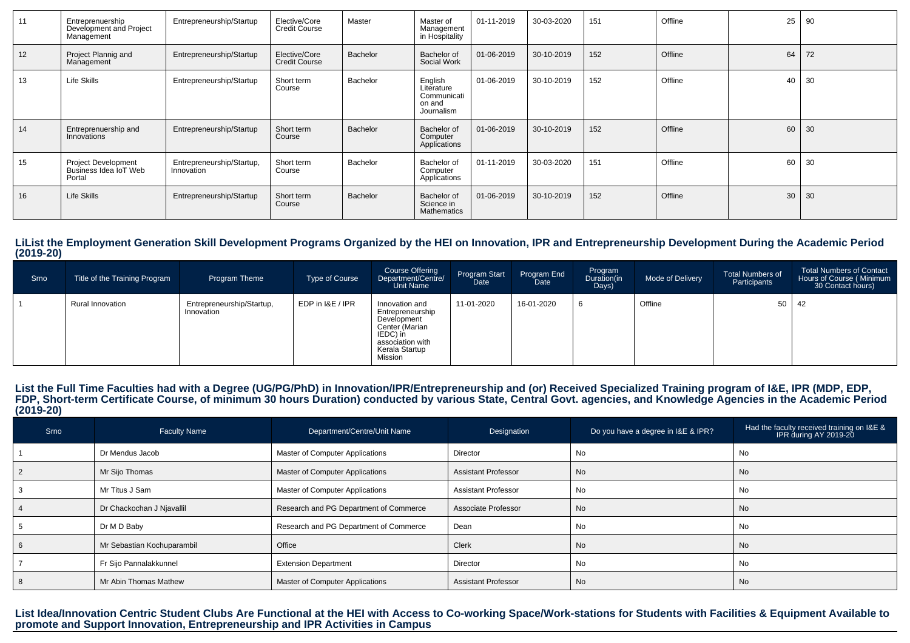| 11 | Entrepreneurship Development and Project Management | Entrepreneurship/Startup | Elective/Core Credit Course | Master | Master of Management in Hospitality | 01-11-2019 | 30-03-2020 | 151 | Offline | 25 | 90 |
|---|---|---|---|---|---|---|---|---|---|---|---|
| 12 | Project Plannig and Management | Entrepreneurship/Startup | Elective/Core Credit Course | Bachelor | Bachelor of Social Work | 01-06-2019 | 30-10-2019 | 152 | Offline | 64 | 72 |
| 13 | Life Skills | Entrepreneurship/Startup | Short term Course | Bachelor | English Literature Communication and Journalism | 01-06-2019 | 30-10-2019 | 152 | Offline | 40 | 30 |
| 14 | Entrepreneurship and Innovations | Entrepreneurship/Startup | Short term Course | Bachelor | Bachelor of Computer Applications | 01-06-2019 | 30-10-2019 | 152 | Offline | 60 | 30 |
| 15 | Project Development Business Idea IoT Web Portal | Entrepreneurship/Startup, Innovation | Short term Course | Bachelor | Bachelor of Computer Applications | 01-11-2019 | 30-03-2020 | 151 | Offline | 60 | 30 |
| 16 | Life Skills | Entrepreneurship/Startup | Short term Course | Bachelor | Bachelor of Science in Mathematics | 01-06-2019 | 30-10-2019 | 152 | Offline | 30 | 30 |

## LiList the Employment Generation Skill Development Programs Organized by the HEI on Innovation, IPR and Entrepreneurship Development During the Academic Period (2019-20)

| Srno | Title of the Training Program | Program Theme | Type of Course | Course Offering Department/Centre/ Unit Name | Program Start Date | Program End Date | Program Duration(in Days) | Mode of Delivery | Total Numbers of Participants | Total Numbers of Contact Hours of Course ( Minimum 30 Contact hours) |
|---|---|---|---|---|---|---|---|---|---|---|
| 1 | Rural Innovation | Entrepreneurship/Startup, Innovation | EDP in I&E / IPR | Innovation and Entrepreneurship Development Center (Marian IEDC) in association with Kerala Startup Mission | 11-01-2020 | 16-01-2020 | 6 | Offline | 50 | 42 |

## List the Full Time Faculties had with a Degree (UG/PG/PhD) in Innovation/IPR/Entrepreneurship and (or) Received Specialized Training program of I&E, IPR (MDP, EDP, FDP, Short-term Certificate Course, of minimum 30 hours Duration) conducted by various State, Central Govt. agencies, and Knowledge Agencies in the Academic Period (2019-20)

| Srno | Faculty Name | Department/Centre/Unit Name | Designation | Do you have a degree in I&E & IPR? | Had the faculty received training on I&E & IPR during AY 2019-20 |
|---|---|---|---|---|---|
| 1 | Dr Mendus Jacob | Master of Computer Applications | Director | No | No |
| 2 | Mr Sijo Thomas | Master of Computer Applications | Assistant Professor | No | No |
| 3 | Mr Titus J Sam | Master of Computer Applications | Assistant Professor | No | No |
| 4 | Dr Chackochan J Njavallil | Research and PG Department of Commerce | Associate Professor | No | No |
| 5 | Dr M D Baby | Research and PG Department of Commerce | Dean | No | No |
| 6 | Mr Sebastian Kochuparambil | Office | Clerk | No | No |
| 7 | Fr Sijo Pannalakkunnel | Extension Department | Director | No | No |
| 8 | Mr Abin Thomas Mathew | Master of Computer Applications | Assistant Professor | No | No |

## List Idea/Innovation Centric Student Clubs Are Functional at the HEI with Access to Co-working Space/Work-stations for Students with Facilities & Equipment Available to promote and Support Innovation, Entrepreneurship and IPR Activities in Campus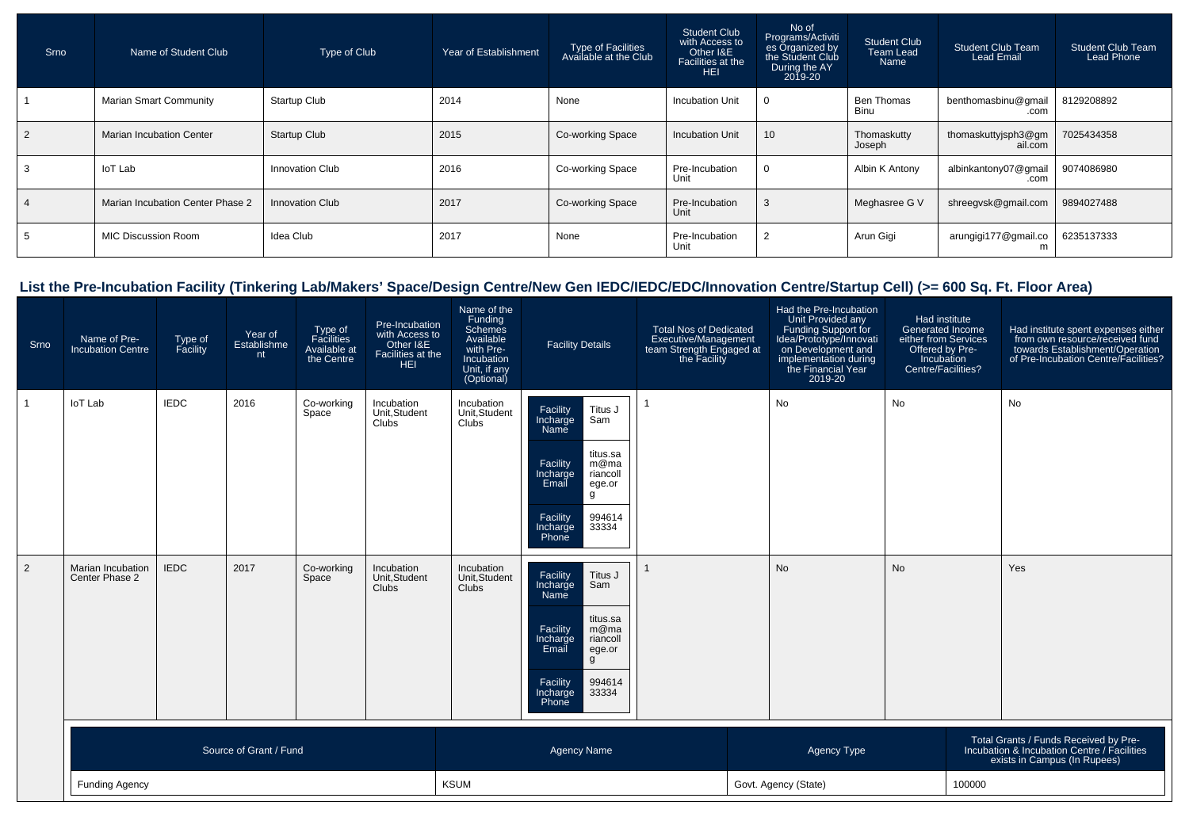| Srno | Name of Student Club | Type of Club | Year of Establishment | Type of Facilities Available at the Club | Student Club with Access to Other I&E Facilities at the HEI | No of Programs/Activities Organized by the Student Club During the AY 2019-20 | Student Club Team Lead Name | Student Club Team Lead Email | Student Club Team Lead Phone |
|---|---|---|---|---|---|---|---|---|---|
| 1 | Marian Smart Community | Startup Club | 2014 | None | Incubation Unit | 0 | Ben Thomas Binu | benthomasbinu@gmail.com | 8129208892 |
| 2 | Marian Incubation Center | Startup Club | 2015 | Co-working Space | Incubation Unit | 10 | Thomaskutty Joseph | thomaskuttyjsph3@gmail.com | 7025434358 |
| 3 | IoT Lab | Innovation Club | 2016 | Co-working Space | Pre-Incubation Unit | 0 | Albin K Antony | albinkantony07@gmail.com | 9074086980 |
| 4 | Marian Incubation Center Phase 2 | Innovation Club | 2017 | Co-working Space | Pre-Incubation Unit | 3 | Meghasree G V | shreegvsk@gmail.com | 9894027488 |
| 5 | MIC Discussion Room | Idea Club | 2017 | None | Pre-Incubation Unit | 2 | Arun Gigi | arungigi177@gmail.com | 6235137333 |

## List the Pre-Incubation Facility (Tinkering Lab/Makers' Space/Design Centre/New Gen IEDC/IEDC/EDC/Innovation Centre/Startup Cell) (>= 600 Sq. Ft. Floor Area)

| Srno | Name of Pre-Incubation Centre | Type of Facility | Year of Establishment | Type of Facilities Available at the Centre | Pre-Incubation with Access to Other I&E Facilities at the HEI | Name of the Funding Schemes Available with Pre-Incubation Unit, if any (Optional) | Facility Details | Total Nos of Dedicated Executive/Management team Strength Engaged at the Facility | Had the Pre-Incubation Unit Provided any Funding Support for Idea/Prototype/Innovation on Development and implementation during the Financial Year 2019-20 | Had institute Generated Income either from Services Offered by Pre-Incubation Centre/Facilities? | Had institute spent expenses either from own resource/received fund towards Establishment/Operation of Pre-Incubation Centre/Facilities? |
|---|---|---|---|---|---|---|---|---|---|---|---|
| 1 | IoT Lab | IEDC | 2016 | Co-working Space | Incubation Unit,Student Clubs | Incubation Unit,Student Clubs | Facility Incharge Name: Titus J Sam; Facility Incharge Email: titus.sam@mariancollege.org; Facility Incharge Phone: 9946143334 | 1 | No | No | No |
| 2 | Marian Incubation Center Phase 2 | IEDC | 2017 | Co-working Space | Incubation Unit,Student Clubs | Incubation Unit,Student Clubs | Facility Incharge Name: Titus J Sam; Facility Incharge Email: titus.sam@mariancollege.org; Facility Incharge Phone: 9946143334 | 1 | No | No | Yes |

| Source of Grant / Fund | Agency Name | Agency Type | Total Grants / Funds Received by Pre-Incubation & Incubation Centre / Facilities exists in Campus (In Rupees) |
|---|---|---|---|
| Funding Agency | KSUM | Govt. Agency (State) | 100000 |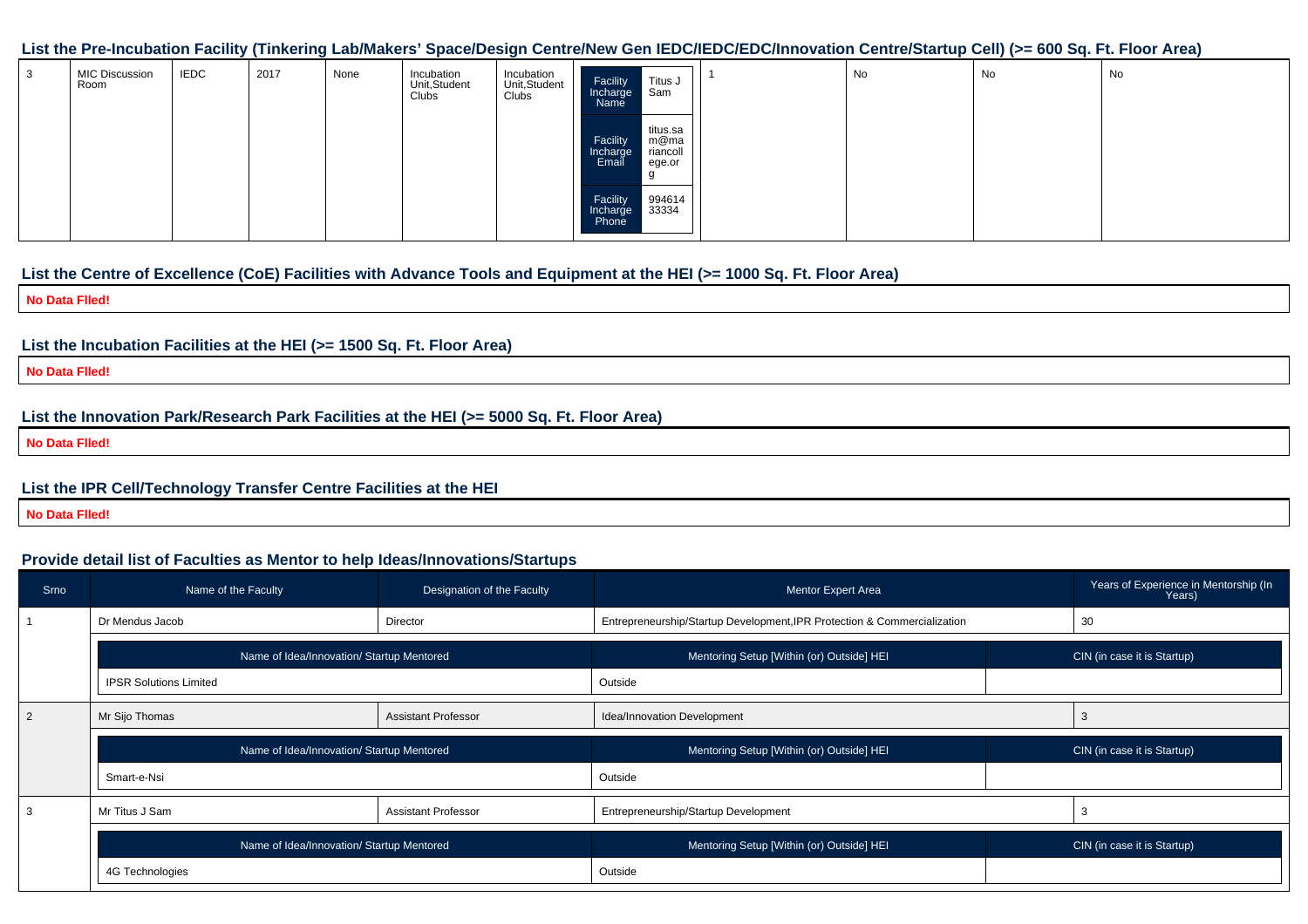## List the Pre-Incubation Facility (Tinkering Lab/Makers' Space/Design Centre/New Gen IEDC/IEDC/EDC/Innovation Centre/Startup Cell) (>= 600 Sq. Ft. Floor Area)

| | | | | | | | | | | | |
|---|---|---|---|---|---|---|---|---|---|---|---|
| 3 | MIC Discussion Room | IEDC | 2017 | None | Incubation Unit,Student Clubs | Incubation Unit,Student Clubs | Facility Incharge Name: Titus J Sam; Facility Incharge Email: titus.sam@mariancollege.org; Facility Incharge Phone: 99461433334 | 1 | No | No | No |

## List the Centre of Excellence (CoE) Facilities with Advance Tools and Equipment at the HEI (>= 1000 Sq. Ft. Floor Area)

**No Data Flled!**

## List the Incubation Facilities at the HEI (>= 1500 Sq. Ft. Floor Area)

**No Data Flled!**

## List the Innovation Park/Research Park Facilities at the HEI (>= 5000 Sq. Ft. Floor Area)

**No Data Flled!**

## List the IPR Cell/Technology Transfer Centre Facilities at the HEI

**No Data Flled!**

## Provide detail list of Faculties as Mentor to help Ideas/Innovations/Startups

| Srno | Name of the Faculty | Designation of the Faculty | Mentor Expert Area | Years of Experience in Mentorship (In Years) |
|---|---|---|---|---|
| 1 | Dr Mendus Jacob | Director | Entrepreneurship/Startup Development,IPR Protection & Commercialization | 30 |

| Name of Idea/Innovation/ Startup Mentored | Mentoring Setup [Within (or) Outside] HEI | CIN (in case it is Startup) |
|---|---|---|
| IPSR Solutions Limited | Outside | |

| Srno | Name of the Faculty | Designation of the Faculty | Mentor Expert Area | Years of Experience in Mentorship (In Years) |
|---|---|---|---|---|
| 2 | Mr Sijo Thomas | Assistant Professor | Idea/Innovation Development | 3 |

| Name of Idea/Innovation/ Startup Mentored | Mentoring Setup [Within (or) Outside] HEI | CIN (in case it is Startup) |
|---|---|---|
| Smart-e-Nsi | Outside | |

| Srno | Name of the Faculty | Designation of the Faculty | Mentor Expert Area | Years of Experience in Mentorship (In Years) |
|---|---|---|---|---|
| 3 | Mr Titus J Sam | Assistant Professor | Entrepreneurship/Startup Development | 3 |

| Name of Idea/Innovation/ Startup Mentored | Mentoring Setup [Within (or) Outside] HEI | CIN (in case it is Startup) |
|---|---|---|
| 4G Technologies | Outside | |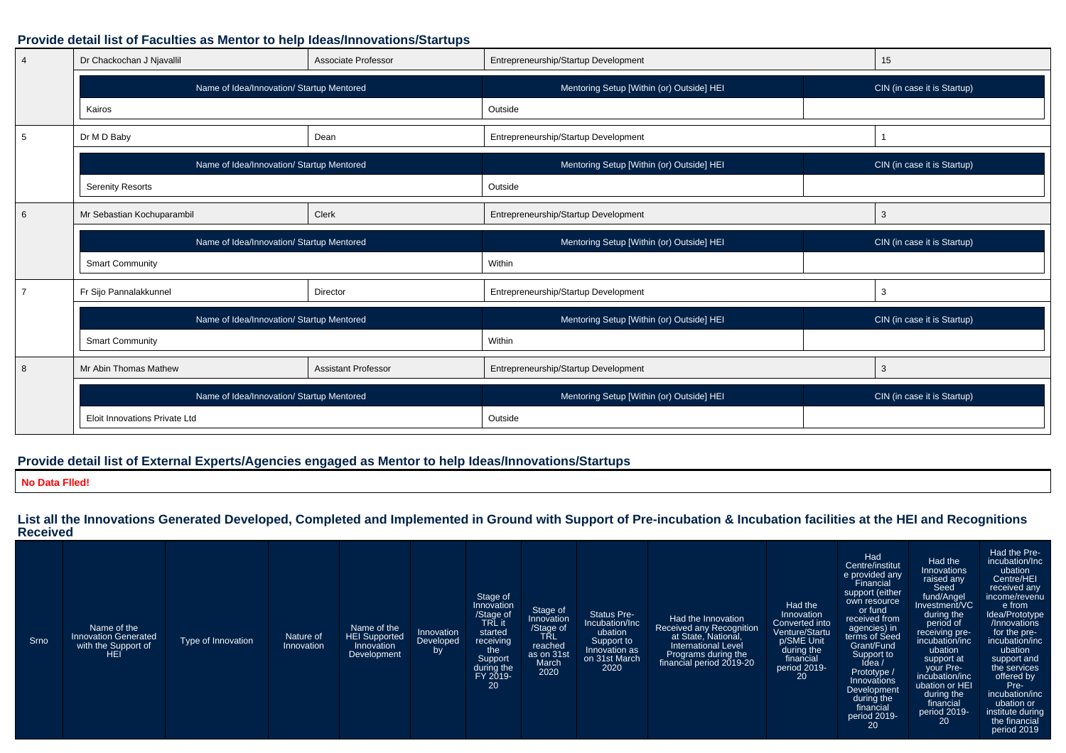### Provide detail list of Faculties as Mentor to help Ideas/Innovations/Startups

| | | | | |
|---|---|---|---|---|
| 4 | Dr Chackochan J Njavallil | Associate Professor | Entrepreneurship/Startup Development | 15 |

| Name of Idea/Innovation/ Startup Mentored | Mentoring Setup [Within (or) Outside] HEI | CIN (in case it is Startup) |
|---|---|---|
| Kairos | Outside | |

| | | | | |
|---|---|---|---|---|
| 5 | Dr M D Baby | Dean | Entrepreneurship/Startup Development | 1 |

| Name of Idea/Innovation/ Startup Mentored | Mentoring Setup [Within (or) Outside] HEI | CIN (in case it is Startup) |
|---|---|---|
| Serenity Resorts | Outside | |

| | | | | |
|---|---|---|---|---|
| 6 | Mr Sebastian Kochuparambil | Clerk | Entrepreneurship/Startup Development | 3 |

| Name of Idea/Innovation/ Startup Mentored | Mentoring Setup [Within (or) Outside] HEI | CIN (in case it is Startup) |
|---|---|---|
| Smart Community | Within | |

| | | | | |
|---|---|---|---|---|
| 7 | Fr Sijo Pannalakkunnel | Director | Entrepreneurship/Startup Development | 3 |

| Name of Idea/Innovation/ Startup Mentored | Mentoring Setup [Within (or) Outside] HEI | CIN (in case it is Startup) |
|---|---|---|
| Smart Community | Within | |

| | | | | |
|---|---|---|---|---|
| 8 | Mr Abin Thomas Mathew | Assistant Professor | Entrepreneurship/Startup Development | 3 |

| Name of Idea/Innovation/ Startup Mentored | Mentoring Setup [Within (or) Outside] HEI | CIN (in case it is Startup) |
|---|---|---|
| Eloit Innovations Private Ltd | Outside | |

### Provide detail list of External Experts/Agencies engaged as Mentor to help Ideas/Innovations/Startups

**No Data FIled!**

### List all the Innovations Generated Developed, Completed and Implemented in Ground with Support of Pre-incubation & Incubation facilities at the HEI and Recognitions Received

| Srno | Name of the Innovation Generated with the Support of HEI | Type of Innovation | Nature of Innovation | Name of the HEI Supported Innovation Development | Innovation Developed by | Stage of Innovation /Stage of TRL it started receiving the Support during the FY 2019-20 | Stage of Innovation /Stage of TRL reached as on 31st March 2020 | Status Pre-Incubation/Incubation Support to Innovation as on 31st March 2020 | Had the Innovation Received any Recognition at State, National, International Level Programs during the financial period 2019-20 | Had the Innovation Converted into Venture/Startup/SME Unit during the financial period 2019-20 | Had Centre/institute provided any Financial support (either own resource or fund received from agencies) in terms of Seed Grant/Fund Support to Idea / Prototype / Innovations Development during the financial period 2019-20 | Had the Innovations raised any Seed fund/Angel Investment/VC during the period of receiving pre-incubation/incubation support at your Pre-incubation/incubation or HEI during the financial period 2019-20 | Had the Pre-incubation/Incubation Centre/HEI received any income/revenue from Idea/Prototype /Innovations for the pre-incubation/incubation support and the services offered by Pre-incubation/incubation or institute during the financial period 2019 |
|---|---|---|---|---|---|---|---|---|---|---|---|---|---|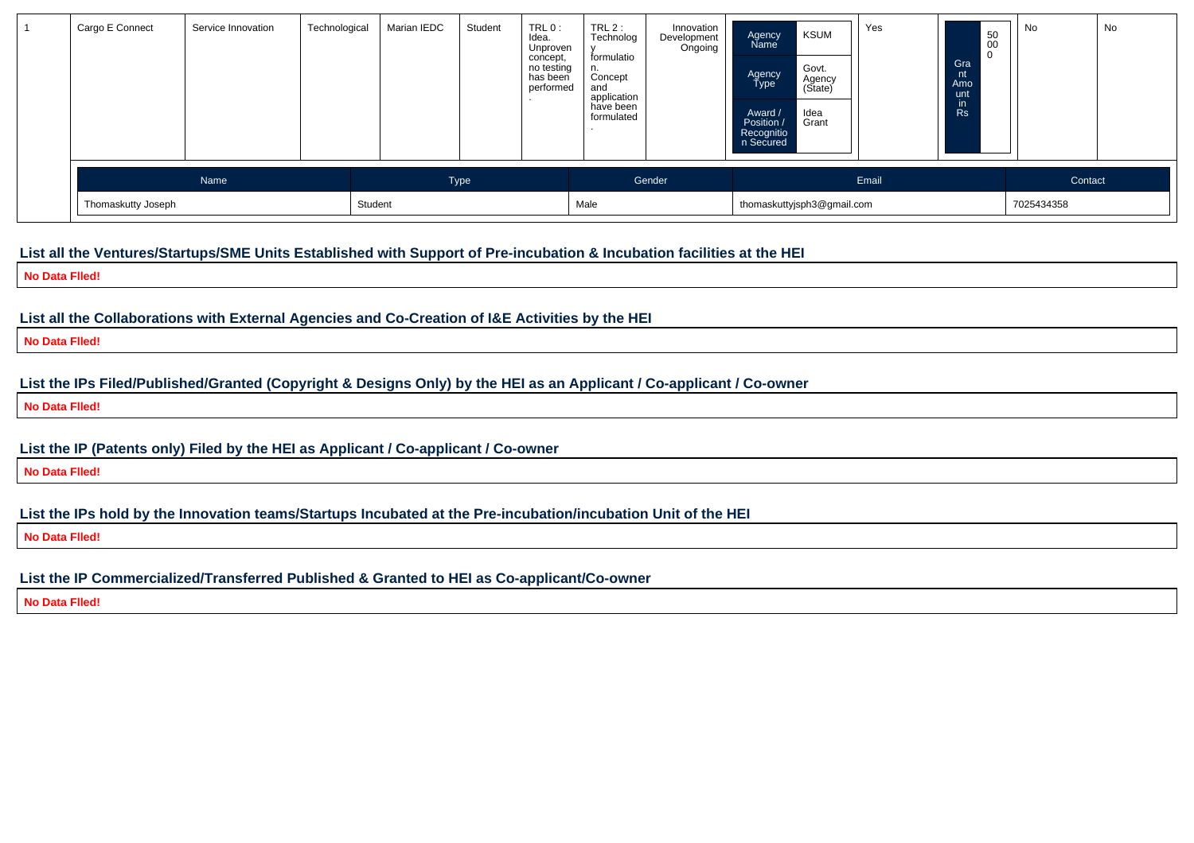| 1 | Cargo E Connect | Service Innovation | Technological | Marian IEDC | Student | TRL 0 : Idea. Unproven concept, no testing has been performed. | TRL 2 : Technology formulation. Concept and application have been formulated. | Innovation Development Ongoing | Agency Name: KSUM; Agency Type: Govt. Agency (State); Award / Position / Recognition Secured: Idea Grant | Yes | Grant Amount in Rs: 50000 | No | No |
|---|---|---|---|---|---|---|---|---|---|---|---|---|---|

| Name | Type | Gender | Email | Contact |
|---|---|---|---|---|
| Thomaskutty Joseph | Student | Male | thomaskuttyjsph3@gmail.com | 7025434358 |

## List all the Ventures/Startups/SME Units Established with Support of Pre-incubation & Incubation facilities at the HEI

**No Data Flled!**

## List all the Collaborations with External Agencies and Co-Creation of I&E Activities by the HEI

**No Data Flled!**

## List the IPs Filed/Published/Granted (Copyright & Designs Only) by the HEI as an Applicant / Co-applicant / Co-owner

**No Data Flled!**

## List the IP (Patents only) Filed by the HEI as Applicant / Co-applicant / Co-owner

**No Data Flled!**

## List the IPs hold by the Innovation teams/Startups Incubated at the Pre-incubation/incubation Unit of the HEI

**No Data Flled!**

## List the IP Commercialized/Transferred Published & Granted to HEI as Co-applicant/Co-owner

**No Data Flled!**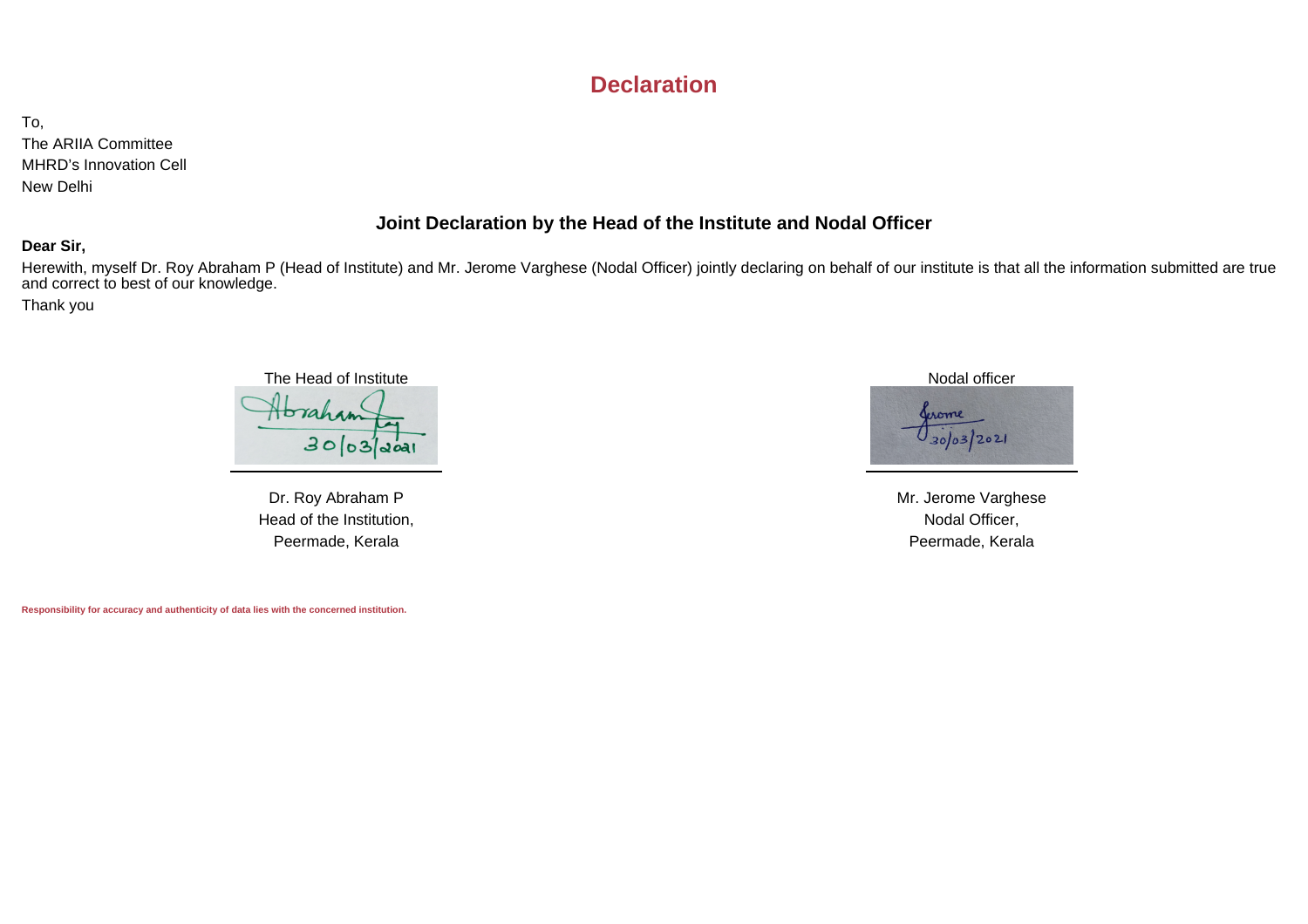# Declaration

To,

The ARIIA Committee

MHRD's Innovation Cell

New Delhi

## Joint Declaration by the Head of the Institute and Nodal Officer

**Dear Sir,**

Herewith, myself Dr. Roy Abraham P (Head of Institute) and Mr. Jerome Varghese (Nodal Officer) jointly declaring on behalf of our institute is that all the information submitted are true and correct to best of our knowledge.

Thank you

The Head of Institute

Abraham Roy
30/03/2021

Dr. Roy Abraham P
Head of the Institution,
Peermade, Kerala

Nodal officer

Jerome
30/03/2021

Mr. Jerome Varghese
Nodal Officer,
Peermade, Kerala

**Responsibility for accuracy and authenticity of data lies with the concerned institution.**